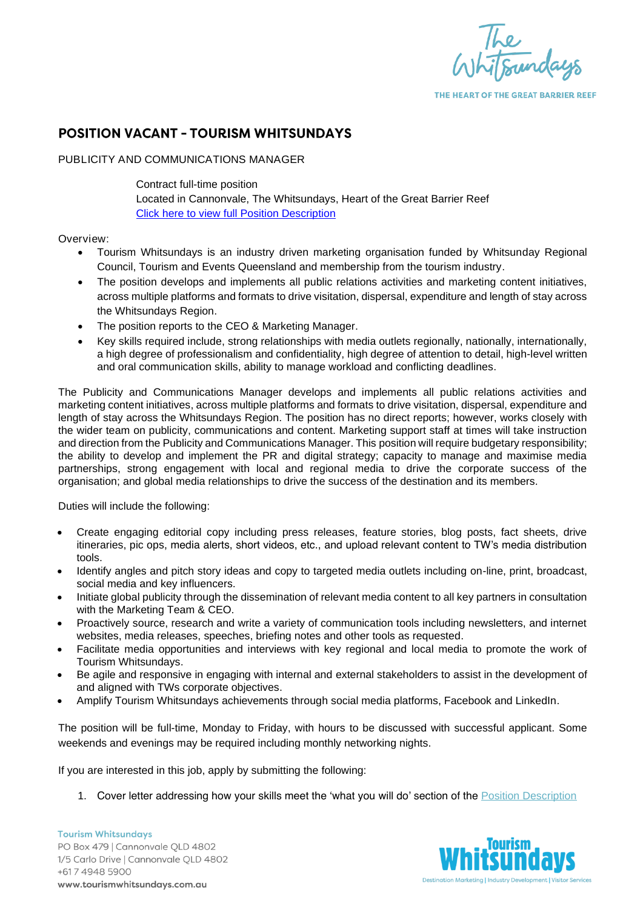# POSITION VACANT - TOURISM WHITSUNDAYS

PUBLICITY AND COMMUNICATIONS MANAGER

Contract full-time position
Located in Cannonvale, The Whitsundays, Heart of the Great Barrier Reef
[Click here to view full Position Description]

Overview:

- Tourism Whitsundays is an industry driven marketing organisation funded by Whitsunday Regional Council, Tourism and Events Queensland and membership from the tourism industry.
- The position develops and implements all public relations activities and marketing content initiatives, across multiple platforms and formats to drive visitation, dispersal, expenditure and length of stay across the Whitsundays Region.
- The position reports to the CEO & Marketing Manager.
- Key skills required include, strong relationships with media outlets regionally, nationally, internationally, a high degree of professionalism and confidentiality, high degree of attention to detail, high-level written and oral communication skills, ability to manage workload and conflicting deadlines.

The Publicity and Communications Manager develops and implements all public relations activities and marketing content initiatives, across multiple platforms and formats to drive visitation, dispersal, expenditure and length of stay across the Whitsundays Region. The position has no direct reports; however, works closely with the wider team on publicity, communications and content. Marketing support staff at times will take instruction and direction from the Publicity and Communications Manager. This position will require budgetary responsibility; the ability to develop and implement the PR and digital strategy; capacity to manage and maximise media partnerships, strong engagement with local and regional media to drive the corporate success of the organisation; and global media relationships to drive the success of the destination and its members.

Duties will include the following:

- Create engaging editorial copy including press releases, feature stories, blog posts, fact sheets, drive itineraries, pic ops, media alerts, short videos, etc., and upload relevant content to TW's media distribution tools.
- Identify angles and pitch story ideas and copy to targeted media outlets including on-line, print, broadcast, social media and key influencers.
- Initiate global publicity through the dissemination of relevant media content to all key partners in consultation with the Marketing Team & CEO.
- Proactively source, research and write a variety of communication tools including newsletters, and internet websites, media releases, speeches, briefing notes and other tools as requested.
- Facilitate media opportunities and interviews with key regional and local media to promote the work of Tourism Whitsundays.
- Be agile and responsive in engaging with internal and external stakeholders to assist in the development of and aligned with TWs corporate objectives.
- Amplify Tourism Whitsundays achievements through social media platforms, Facebook and LinkedIn.

The position will be full-time, Monday to Friday, with hours to be discussed with successful applicant. Some weekends and evenings may be required including monthly networking nights.

If you are interested in this job, apply by submitting the following:

1. Cover letter addressing how your skills meet the 'what you will do' section of the [Position Description]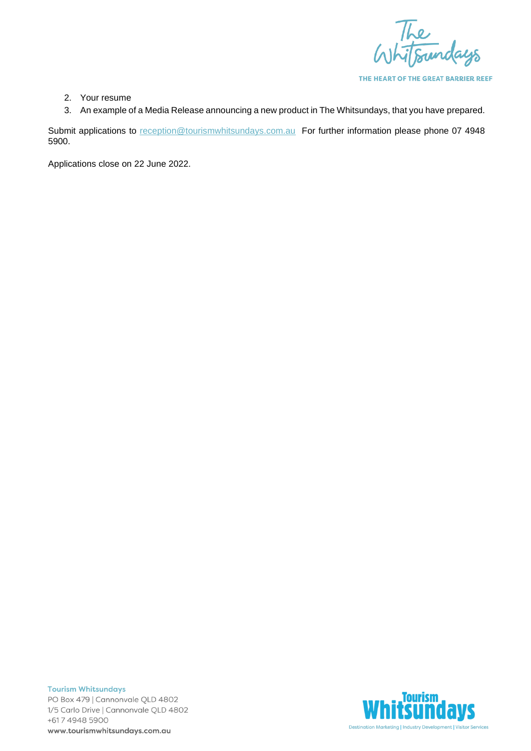2. Your resume
3. An example of a Media Release announcing a new product in The Whitsundays, that you have prepared.

Submit applications to reception@tourismwhitsundays.com.au For further information please phone 07 4948 5900.

Applications close on 22 June 2022.